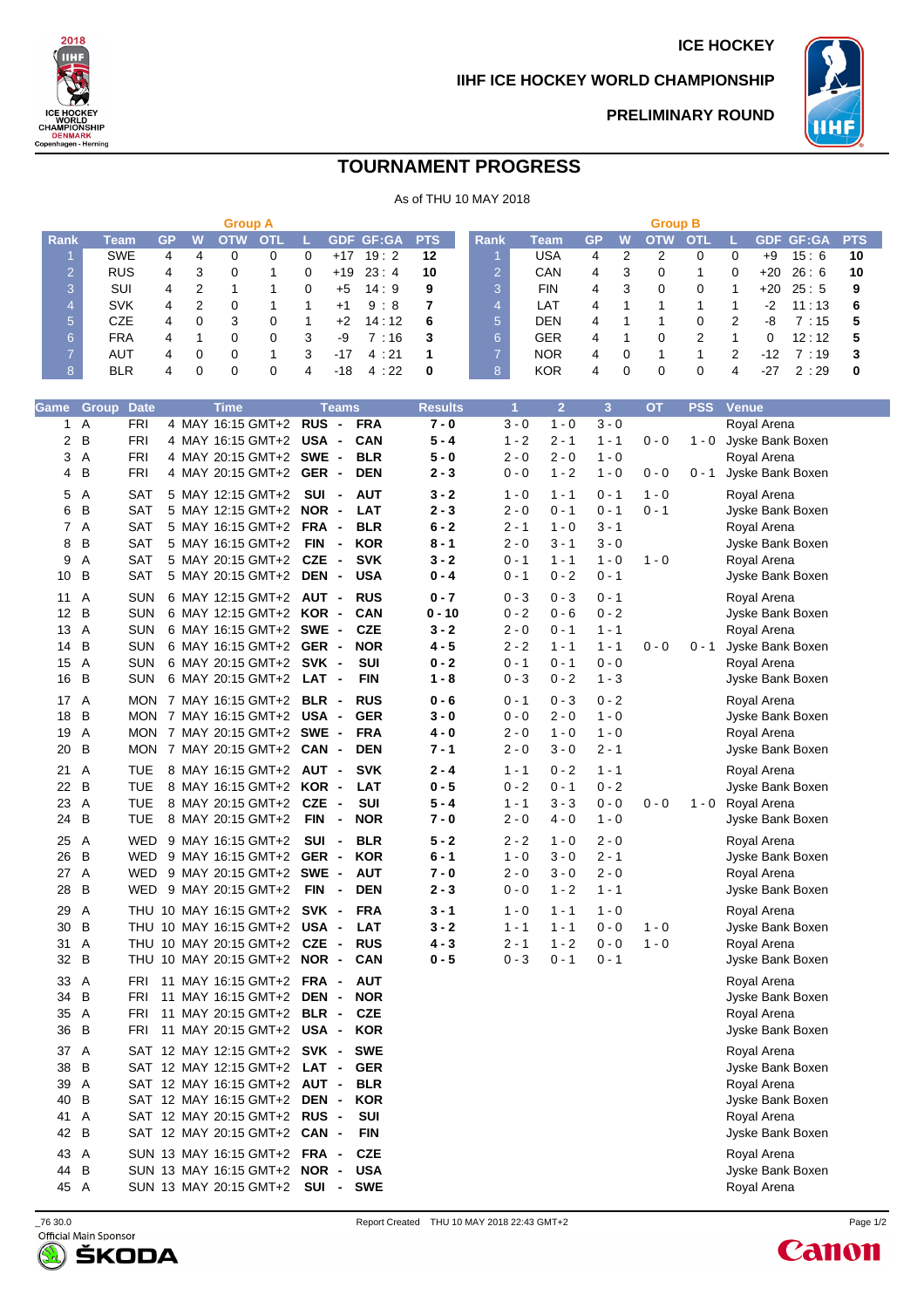ICE HOCKEY

IIHF ICE HOCKEY WORLD CHAMPIONSHIP

PRELIMINARY ROUND

# TOURNAMENT PROGRESS

As of THU 10 MAY 2018

**Group A**

| Rank | Team | GP | W | OTW | OTL | L | GDF | GF:GA | PTS |
|---|---|---|---|---|---|---|---|---|---|
| 1 | SWE | 4 | 4 | 0 | 0 | 0 | +17 | 19 : 2 | 12 |
| 2 | RUS | 4 | 3 | 0 | 1 | 0 | +19 | 23 : 4 | 10 |
| 3 | SUI | 4 | 2 | 1 | 1 | 0 | +5 | 14 : 9 | 9 |
| 4 | SVK | 4 | 2 | 0 | 1 | 1 | +1 | 9 : 8 | 7 |
| 5 | CZE | 4 | 0 | 3 | 0 | 1 | +2 | 14 : 12 | 6 |
| 6 | FRA | 4 | 1 | 0 | 0 | 3 | -9 | 7 : 16 | 3 |
| 7 | AUT | 4 | 0 | 0 | 1 | 3 | -17 | 4 : 21 | 1 |
| 8 | BLR | 4 | 0 | 0 | 0 | 4 | -18 | 4 : 22 | 0 |

**Group B**

| Rank | Team | GP | W | OTW | OTL | L | GDF | GF:GA | PTS |
|---|---|---|---|---|---|---|---|---|---|
| 1 | USA | 4 | 2 | 2 | 0 | 0 | +9 | 15 : 6 | 10 |
| 2 | CAN | 4 | 3 | 0 | 1 | 0 | +20 | 26 : 6 | 10 |
| 3 | FIN | 4 | 3 | 0 | 0 | 1 | +20 | 25 : 5 | 9 |
| 4 | LAT | 4 | 1 | 1 | 1 | 1 | -2 | 11 : 13 | 6 |
| 5 | DEN | 4 | 1 | 1 | 0 | 2 | -8 | 7 : 15 | 5 |
| 6 | GER | 4 | 1 | 0 | 2 | 1 | 0 | 12 : 12 | 5 |
| 7 | NOR | 4 | 0 | 1 | 1 | 2 | -12 | 7 : 19 | 3 |
| 8 | KOR | 4 | 0 | 0 | 0 | 4 | -27 | 2 : 29 | 0 |

| Game | Group | Date | Time | Teams | Results | 1 | 2 | 3 | OT | PSS | Venue |
|---|---|---|---|---|---|---|---|---|---|---|---|
| 1 | A | FRI | 4 MAY 16:15 GMT+2 | RUS - FRA | 7 - 0 | 3 - 0 | 1 - 0 | 3 - 0 | | | Royal Arena |
| 2 | B | FRI | 4 MAY 16:15 GMT+2 | USA - CAN | 5 - 4 | 1 - 2 | 2 - 1 | 1 - 1 | 0 - 0 | 1 - 0 | Jyske Bank Boxen |
| 3 | A | FRI | 4 MAY 20:15 GMT+2 | SWE - BLR | 5 - 0 | 2 - 0 | 2 - 0 | 1 - 0 | | | Royal Arena |
| 4 | B | FRI | 4 MAY 20:15 GMT+2 | GER - DEN | 2 - 3 | 0 - 0 | 1 - 2 | 1 - 0 | 0 - 0 | 0 - 1 | Jyske Bank Boxen |
| 5 | A | SAT | 5 MAY 12:15 GMT+2 | SUI - AUT | 3 - 2 | 1 - 0 | 1 - 1 | 0 - 1 | 1 - 0 | | Royal Arena |
| 6 | B | SAT | 5 MAY 12:15 GMT+2 | NOR - LAT | 2 - 3 | 2 - 0 | 0 - 1 | 0 - 1 | 0 - 1 | | Jyske Bank Boxen |
| 7 | A | SAT | 5 MAY 16:15 GMT+2 | FRA - BLR | 6 - 2 | 2 - 1 | 1 - 0 | 3 - 1 | | | Royal Arena |
| 8 | B | SAT | 5 MAY 16:15 GMT+2 | FIN - KOR | 8 - 1 | 2 - 0 | 3 - 1 | 3 - 0 | | | Jyske Bank Boxen |
| 9 | A | SAT | 5 MAY 20:15 GMT+2 | CZE - SVK | 3 - 2 | 0 - 1 | 1 - 1 | 1 - 0 | 1 - 0 | | Royal Arena |
| 10 | B | SAT | 5 MAY 20:15 GMT+2 | DEN - USA | 0 - 4 | 0 - 1 | 0 - 2 | 0 - 1 | | | Jyske Bank Boxen |
| 11 | A | SUN | 6 MAY 12:15 GMT+2 | AUT - RUS | 0 - 7 | 0 - 3 | 0 - 3 | 0 - 1 | | | Royal Arena |
| 12 | B | SUN | 6 MAY 12:15 GMT+2 | KOR - CAN | 0 - 10 | 0 - 2 | 0 - 6 | 0 - 2 | | | Jyske Bank Boxen |
| 13 | A | SUN | 6 MAY 16:15 GMT+2 | SWE - CZE | 3 - 2 | 2 - 0 | 0 - 1 | 1 - 1 | | | Royal Arena |
| 14 | B | SUN | 6 MAY 16:15 GMT+2 | GER - NOR | 4 - 5 | 2 - 2 | 1 - 1 | 1 - 1 | 0 - 0 | 0 - 1 | Jyske Bank Boxen |
| 15 | A | SUN | 6 MAY 20:15 GMT+2 | SVK - SUI | 0 - 2 | 0 - 1 | 0 - 1 | 0 - 0 | | | Royal Arena |
| 16 | B | SUN | 6 MAY 20:15 GMT+2 | LAT - FIN | 1 - 8 | 0 - 3 | 0 - 2 | 1 - 3 | | | Jyske Bank Boxen |
| 17 | A | MON | 7 MAY 16:15 GMT+2 | BLR - RUS | 0 - 6 | 0 - 1 | 0 - 3 | 0 - 2 | | | Royal Arena |
| 18 | B | MON | 7 MAY 16:15 GMT+2 | USA - GER | 3 - 0 | 0 - 0 | 2 - 0 | 1 - 0 | | | Jyske Bank Boxen |
| 19 | A | MON | 7 MAY 20:15 GMT+2 | SWE - FRA | 4 - 0 | 2 - 0 | 1 - 0 | 1 - 0 | | | Royal Arena |
| 20 | B | MON | 7 MAY 20:15 GMT+2 | CAN - DEN | 7 - 1 | 2 - 0 | 3 - 0 | 2 - 1 | | | Jyske Bank Boxen |
| 21 | A | TUE | 8 MAY 16:15 GMT+2 | AUT - SVK | 2 - 4 | 1 - 1 | 0 - 2 | 1 - 1 | | | Royal Arena |
| 22 | B | TUE | 8 MAY 16:15 GMT+2 | KOR - LAT | 0 - 5 | 0 - 2 | 0 - 1 | 0 - 2 | | | Jyske Bank Boxen |
| 23 | A | TUE | 8 MAY 20:15 GMT+2 | CZE - SUI | 5 - 4 | 1 - 1 | 3 - 3 | 0 - 0 | 0 - 0 | 1 - 0 | Royal Arena |
| 24 | B | TUE | 8 MAY 20:15 GMT+2 | FIN - NOR | 7 - 0 | 2 - 0 | 4 - 0 | 1 - 0 | | | Jyske Bank Boxen |
| 25 | A | WED | 9 MAY 16:15 GMT+2 | SUI - BLR | 5 - 2 | 2 - 2 | 1 - 0 | 2 - 0 | | | Royal Arena |
| 26 | B | WED | 9 MAY 16:15 GMT+2 | GER - KOR | 6 - 1 | 1 - 0 | 3 - 0 | 2 - 1 | | | Jyske Bank Boxen |
| 27 | A | WED | 9 MAY 20:15 GMT+2 | SWE - AUT | 7 - 0 | 2 - 0 | 3 - 0 | 2 - 0 | | | Royal Arena |
| 28 | B | WED | 9 MAY 20:15 GMT+2 | FIN - DEN | 2 - 3 | 0 - 0 | 1 - 2 | 1 - 1 | | | Jyske Bank Boxen |
| 29 | A | THU | 10 MAY 16:15 GMT+2 | SVK - FRA | 3 - 1 | 1 - 0 | 1 - 1 | 1 - 0 | | | Royal Arena |
| 30 | B | THU | 10 MAY 16:15 GMT+2 | USA - LAT | 3 - 2 | 1 - 1 | 1 - 1 | 0 - 0 | 1 - 0 | | Jyske Bank Boxen |
| 31 | A | THU | 10 MAY 20:15 GMT+2 | CZE - RUS | 4 - 3 | 2 - 1 | 1 - 2 | 0 - 0 | 1 - 0 | | Royal Arena |
| 32 | B | THU | 10 MAY 20:15 GMT+2 | NOR - CAN | 0 - 5 | 0 - 3 | 0 - 1 | 0 - 1 | | | Jyske Bank Boxen |
| 33 | A | FRI | 11 MAY 16:15 GMT+2 | FRA - AUT | | | | | | | Royal Arena |
| 34 | B | FRI | 11 MAY 16:15 GMT+2 | DEN - NOR | | | | | | | Jyske Bank Boxen |
| 35 | A | FRI | 11 MAY 20:15 GMT+2 | BLR - CZE | | | | | | | Royal Arena |
| 36 | B | FRI | 11 MAY 20:15 GMT+2 | USA - KOR | | | | | | | Jyske Bank Boxen |
| 37 | A | SAT | 12 MAY 12:15 GMT+2 | SVK - SWE | | | | | | | Royal Arena |
| 38 | B | SAT | 12 MAY 12:15 GMT+2 | LAT - GER | | | | | | | Jyske Bank Boxen |
| 39 | A | SAT | 12 MAY 16:15 GMT+2 | AUT - BLR | | | | | | | Royal Arena |
| 40 | B | SAT | 12 MAY 16:15 GMT+2 | DEN - KOR | | | | | | | Jyske Bank Boxen |
| 41 | A | SAT | 12 MAY 20:15 GMT+2 | RUS - SUI | | | | | | | Royal Arena |
| 42 | B | SAT | 12 MAY 20:15 GMT+2 | CAN - FIN | | | | | | | Jyske Bank Boxen |
| 43 | A | SUN | 13 MAY 16:15 GMT+2 | FRA - CZE | | | | | | | Royal Arena |
| 44 | B | SUN | 13 MAY 16:15 GMT+2 | NOR - USA | | | | | | | Jyske Bank Boxen |
| 45 | A | SUN | 13 MAY 20:15 GMT+2 | SUI - SWE | | | | | | | Royal Arena |

_76 30.0

Official Main Sponsor ŠKODA

Report Created THU 10 MAY 2018 22:43 GMT+2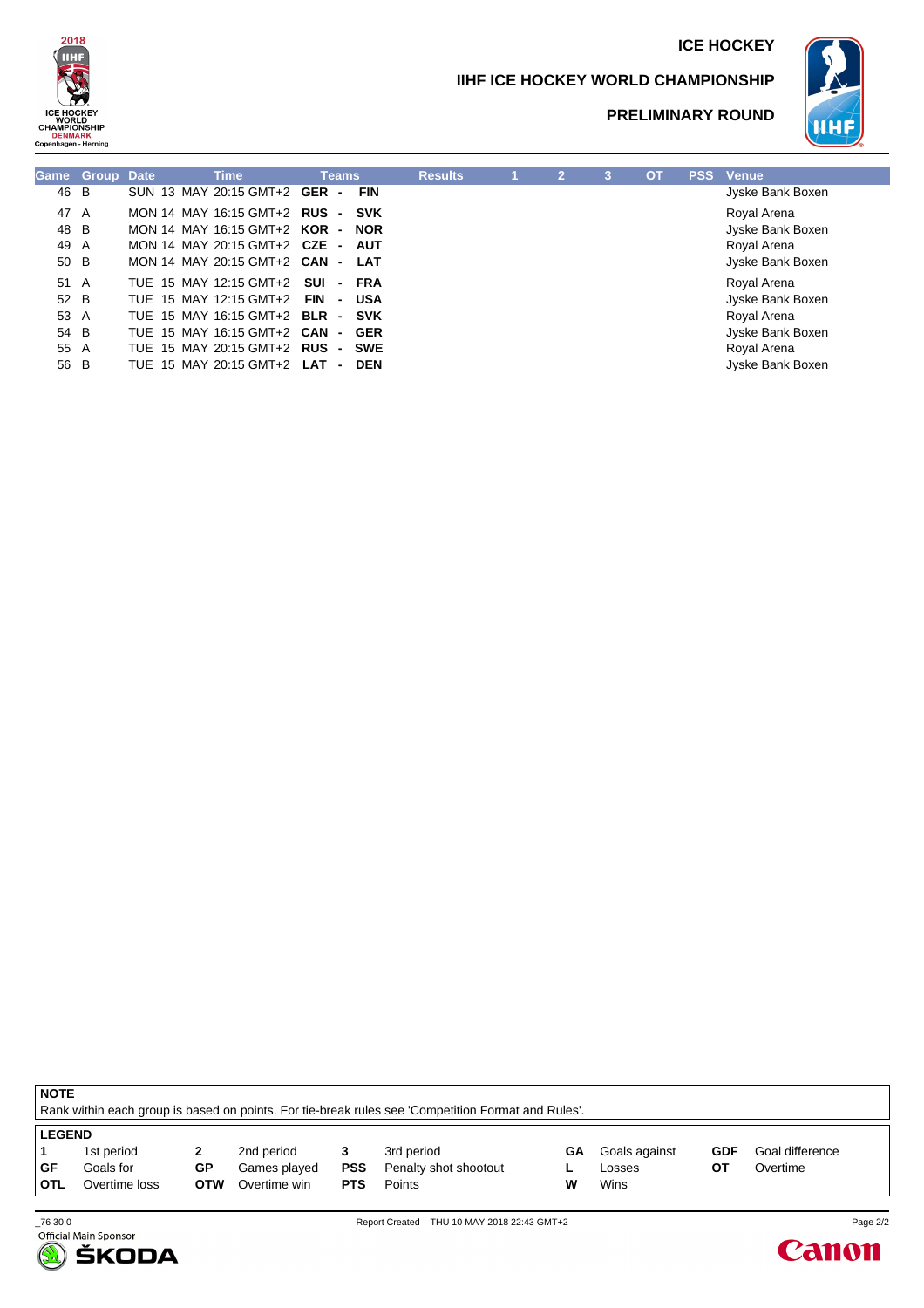# ICE HOCKEY

## IIHF ICE HOCKEY WORLD CHAMPIONSHIP

### PRELIMINARY ROUND

| Game | Group | Date | Time | Teams | | | Results | 1 | 2 | 3 | OT | PSS | Venue |
|---|---|---|---|---|---|---|---|---|---|---|---|---|---|
| 46 | B | SUN 13 MAY | 20:15 GMT+2 | **GER** | - | **FIN** | | | | | | | Jyske Bank Boxen |
| 47 | A | MON 14 MAY | 16:15 GMT+2 | **RUS** | - | **SVK** | | | | | | | Royal Arena |
| 48 | B | MON 14 MAY | 16:15 GMT+2 | **KOR** | - | **NOR** | | | | | | | Jyske Bank Boxen |
| 49 | A | MON 14 MAY | 20:15 GMT+2 | **CZE** | - | **AUT** | | | | | | | Royal Arena |
| 50 | B | MON 14 MAY | 20:15 GMT+2 | **CAN** | - | **LAT** | | | | | | | Jyske Bank Boxen |
| 51 | A | TUE 15 MAY | 12:15 GMT+2 | **SUI** | - | **FRA** | | | | | | | Royal Arena |
| 52 | B | TUE 15 MAY | 12:15 GMT+2 | **FIN** | - | **USA** | | | | | | | Jyske Bank Boxen |
| 53 | A | TUE 15 MAY | 16:15 GMT+2 | **BLR** | - | **SVK** | | | | | | | Royal Arena |
| 54 | B | TUE 15 MAY | 16:15 GMT+2 | **CAN** | - | **GER** | | | | | | | Jyske Bank Boxen |
| 55 | A | TUE 15 MAY | 20:15 GMT+2 | **RUS** | - | **SWE** | | | | | | | Royal Arena |
| 56 | B | TUE 15 MAY | 20:15 GMT+2 | **LAT** | - | **DEN** | | | | | | | Jyske Bank Boxen |

**NOTE**

Rank within each group is based on points. For tie-break rules see 'Competition Format and Rules'.

**LEGEND**

| | | | | | | | | | |
|---|---|---|---|---|---|---|---|---|---|
| **1** | 1st period | **2** | 2nd period | **3** | 3rd period | **GA** | Goals against | **GDF** | Goal difference |
| **GF** | Goals for | **GP** | Games played | **PSS** | Penalty shot shootout | **L** | Losses | **OT** | Overtime |
| **OTL** | Overtime loss | **OTW** | Overtime win | **PTS** | Points | **W** | Wins | | |

_76 30.0

Official Main Sponsor ŠKODA

Report Created THU 10 MAY 2018 22:43 GMT+2

Canon